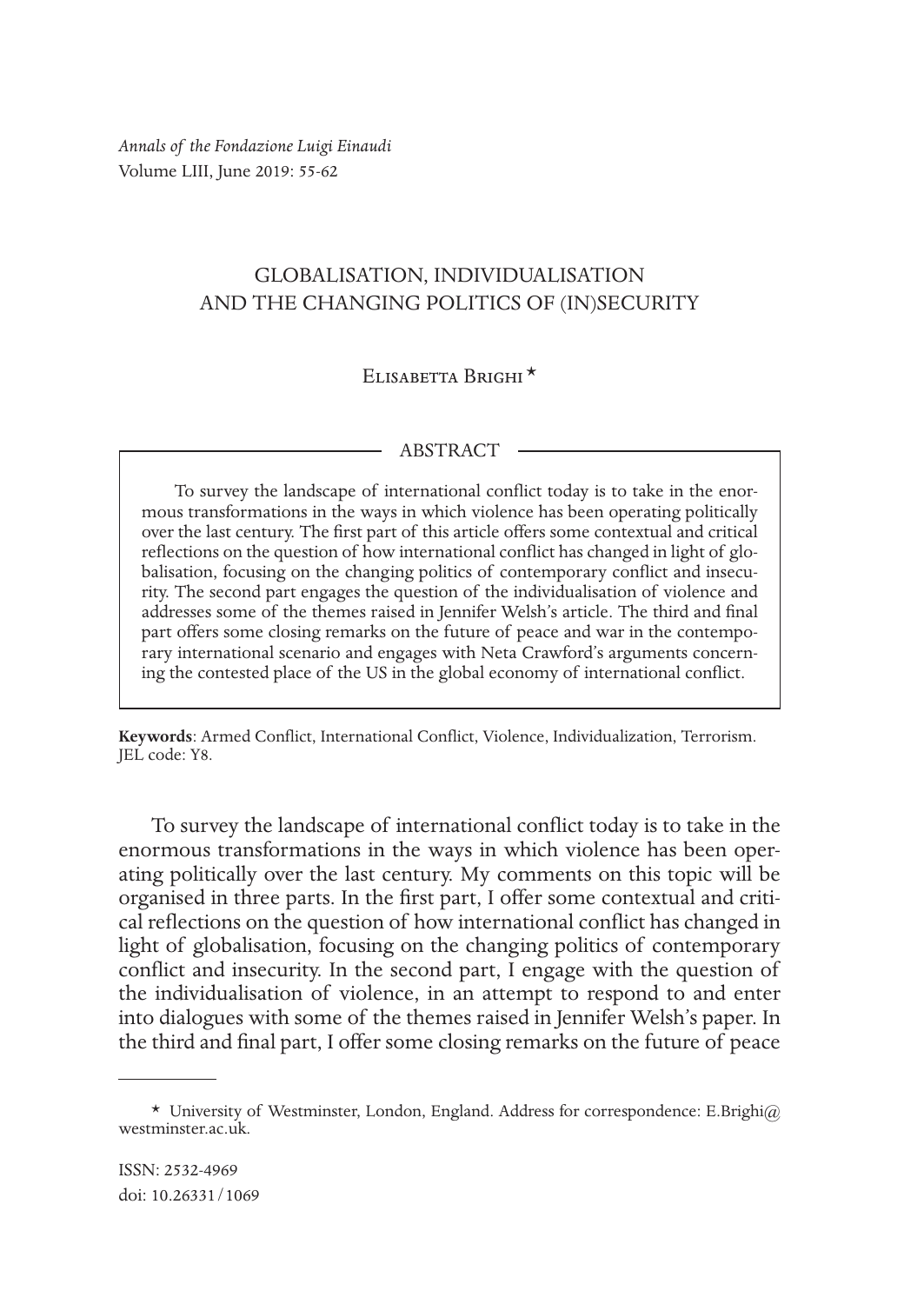# GLOBALISATION, INDIVIDUALISATION AND THE CHANGING POLITICS OF (IN)SECURITY

Elisabetta Brighi *

## ABSTRACT

To survey the landscape of international conflict today is to take in the enormous transformations in the ways in which violence has been operating politically over the last century. The first part of this article offers some contextual and critical reflections on the question of how international conflict has changed in light of globalisation, focusing on the changing politics of contemporary conflict and insecurity. The second part engages the question of the individualisation of violence and addresses some of the themes raised in Jennifer Welsh's article. The third and final part offers some closing remarks on the future of peace and war in the contemporary international scenario and engages with Neta Crawford's arguments concerning the contested place of the US in the global economy of international conflict.

**Keywords**: Armed Conflict, International Conflict, Violence, Individualization, Terrorism. JEL code: Y8.

To survey the landscape of international conflict today is to take in the enormous transformations in the ways in which violence has been operating politically over the last century. My comments on this topic will be organised in three parts. In the first part, I offer some contextual and critical reflections on the question of how international conflict has changed in light of globalisation, focusing on the changing politics of contemporary conflict and insecurity. In the second part, I engage with the question of the individualisation of violence, in an attempt to respond to and enter into dialogues with some of the themes raised in Jennifer Welsh's paper. In the third and final part, I offer some closing remarks on the future of peace

---

* University of Westminster, London, England. Address for correspondence: E.Brighi@westminster.ac.uk.

ISSN: 2532-4969
doi: 10.26331/1069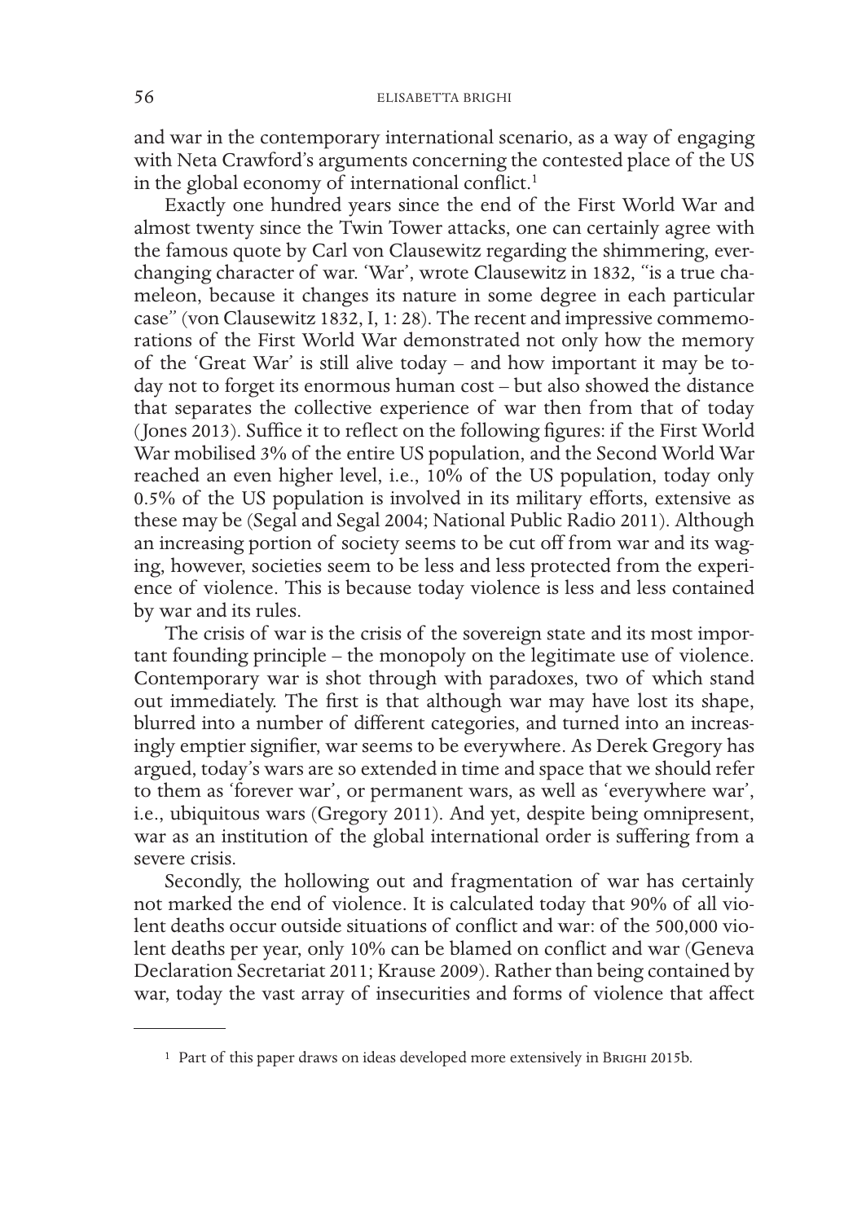and war in the contemporary international scenario, as a way of engaging with Neta Crawford's arguments concerning the contested place of the US in the global economy of international conflict.[1]

Exactly one hundred years since the end of the First World War and almost twenty since the Twin Tower attacks, one can certainly agree with the famous quote by Carl von Clausewitz regarding the shimmering, ever-changing character of war. 'War', wrote Clausewitz in 1832, "is a true chameleon, because it changes its nature in some degree in each particular case" (von Clausewitz 1832, I, 1: 28). The recent and impressive commemorations of the First World War demonstrated not only how the memory of the 'Great War' is still alive today – and how important it may be today not to forget its enormous human cost – but also showed the distance that separates the collective experience of war then from that of today (Jones 2013). Suffice it to reflect on the following figures: if the First World War mobilised 3% of the entire US population, and the Second World War reached an even higher level, i.e., 10% of the US population, today only 0.5% of the US population is involved in its military efforts, extensive as these may be (Segal and Segal 2004; National Public Radio 2011). Although an increasing portion of society seems to be cut off from war and its waging, however, societies seem to be less and less protected from the experience of violence. This is because today violence is less and less contained by war and its rules.

The crisis of war is the crisis of the sovereign state and its most important founding principle – the monopoly on the legitimate use of violence. Contemporary war is shot through with paradoxes, two of which stand out immediately. The first is that although war may have lost its shape, blurred into a number of different categories, and turned into an increasingly emptier signifier, war seems to be everywhere. As Derek Gregory has argued, today's wars are so extended in time and space that we should refer to them as 'forever war', or permanent wars, as well as 'everywhere war', i.e., ubiquitous wars (Gregory 2011). And yet, despite being omnipresent, war as an institution of the global international order is suffering from a severe crisis.

Secondly, the hollowing out and fragmentation of war has certainly not marked the end of violence. It is calculated today that 90% of all violent deaths occur outside situations of conflict and war: of the 500,000 violent deaths per year, only 10% can be blamed on conflict and war (Geneva Declaration Secretariat 2011; Krause 2009). Rather than being contained by war, today the vast array of insecurities and forms of violence that affect

[1] Part of this paper draws on ideas developed more extensively in Brighi 2015b.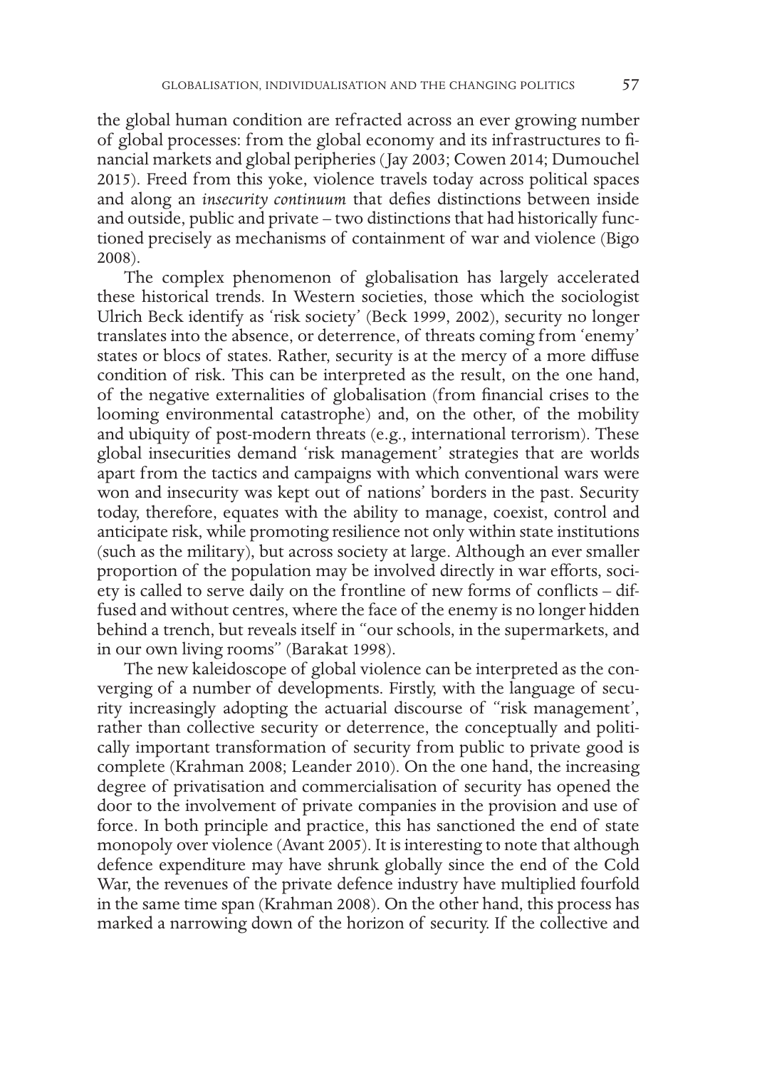the global human condition are refracted across an ever growing number of global processes: from the global economy and its infrastructures to financial markets and global peripheries (Jay 2003; Cowen 2014; Dumouchel 2015). Freed from this yoke, violence travels today across political spaces and along an *insecurity continuum* that defies distinctions between inside and outside, public and private – two distinctions that had historically functioned precisely as mechanisms of containment of war and violence (Bigo 2008).

The complex phenomenon of globalisation has largely accelerated these historical trends. In Western societies, those which the sociologist Ulrich Beck identify as 'risk society' (Beck 1999, 2002), security no longer translates into the absence, or deterrence, of threats coming from 'enemy' states or blocs of states. Rather, security is at the mercy of a more diffuse condition of risk. This can be interpreted as the result, on the one hand, of the negative externalities of globalisation (from financial crises to the looming environmental catastrophe) and, on the other, of the mobility and ubiquity of post-modern threats (e.g., international terrorism). These global insecurities demand 'risk management' strategies that are worlds apart from the tactics and campaigns with which conventional wars were won and insecurity was kept out of nations' borders in the past. Security today, therefore, equates with the ability to manage, coexist, control and anticipate risk, while promoting resilience not only within state institutions (such as the military), but across society at large. Although an ever smaller proportion of the population may be involved directly in war efforts, society is called to serve daily on the frontline of new forms of conflicts – diffused and without centres, where the face of the enemy is no longer hidden behind a trench, but reveals itself in "our schools, in the supermarkets, and in our own living rooms" (Barakat 1998).

The new kaleidoscope of global violence can be interpreted as the converging of a number of developments. Firstly, with the language of security increasingly adopting the actuarial discourse of "risk management', rather than collective security or deterrence, the conceptually and politically important transformation of security from public to private good is complete (Krahman 2008; Leander 2010). On the one hand, the increasing degree of privatisation and commercialisation of security has opened the door to the involvement of private companies in the provision and use of force. In both principle and practice, this has sanctioned the end of state monopoly over violence (Avant 2005). It is interesting to note that although defence expenditure may have shrunk globally since the end of the Cold War, the revenues of the private defence industry have multiplied fourfold in the same time span (Krahman 2008). On the other hand, this process has marked a narrowing down of the horizon of security. If the collective and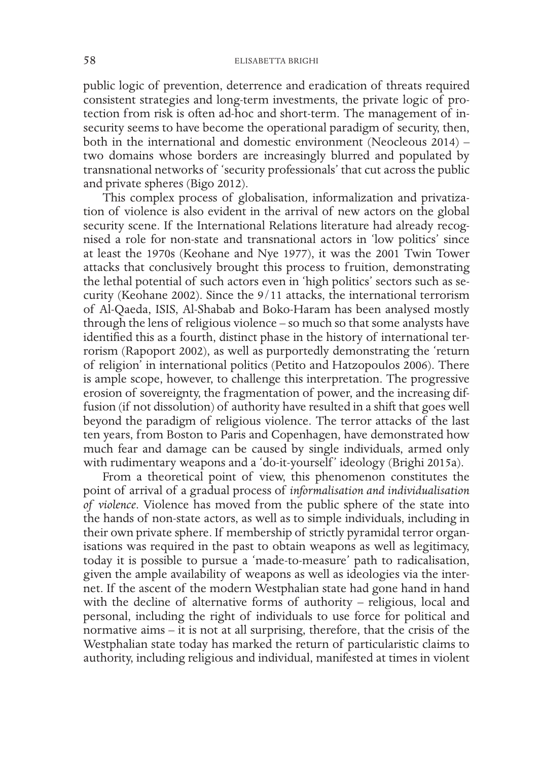public logic of prevention, deterrence and eradication of threats required consistent strategies and long-term investments, the private logic of protection from risk is often ad-hoc and short-term. The management of insecurity seems to have become the operational paradigm of security, then, both in the international and domestic environment (Neocleous 2014) – two domains whose borders are increasingly blurred and populated by transnational networks of 'security professionals' that cut across the public and private spheres (Bigo 2012).

This complex process of globalisation, informalization and privatization of violence is also evident in the arrival of new actors on the global security scene. If the International Relations literature had already recognised a role for non-state and transnational actors in 'low politics' since at least the 1970s (Keohane and Nye 1977), it was the 2001 Twin Tower attacks that conclusively brought this process to fruition, demonstrating the lethal potential of such actors even in 'high politics' sectors such as security (Keohane 2002). Since the 9/11 attacks, the international terrorism of Al-Qaeda, ISIS, Al-Shabab and Boko-Haram has been analysed mostly through the lens of religious violence – so much so that some analysts have identified this as a fourth, distinct phase in the history of international terrorism (Rapoport 2002), as well as purportedly demonstrating the 'return of religion' in international politics (Petito and Hatzopoulos 2006). There is ample scope, however, to challenge this interpretation. The progressive erosion of sovereignty, the fragmentation of power, and the increasing diffusion (if not dissolution) of authority have resulted in a shift that goes well beyond the paradigm of religious violence. The terror attacks of the last ten years, from Boston to Paris and Copenhagen, have demonstrated how much fear and damage can be caused by single individuals, armed only with rudimentary weapons and a 'do-it-yourself' ideology (Brighi 2015a).

From a theoretical point of view, this phenomenon constitutes the point of arrival of a gradual process of *informalisation and individualisation of violence*. Violence has moved from the public sphere of the state into the hands of non-state actors, as well as to simple individuals, including in their own private sphere. If membership of strictly pyramidal terror organisations was required in the past to obtain weapons as well as legitimacy, today it is possible to pursue a 'made-to-measure' path to radicalisation, given the ample availability of weapons as well as ideologies via the internet. If the ascent of the modern Westphalian state had gone hand in hand with the decline of alternative forms of authority – religious, local and personal, including the right of individuals to use force for political and normative aims – it is not at all surprising, therefore, that the crisis of the Westphalian state today has marked the return of particularistic claims to authority, including religious and individual, manifested at times in violent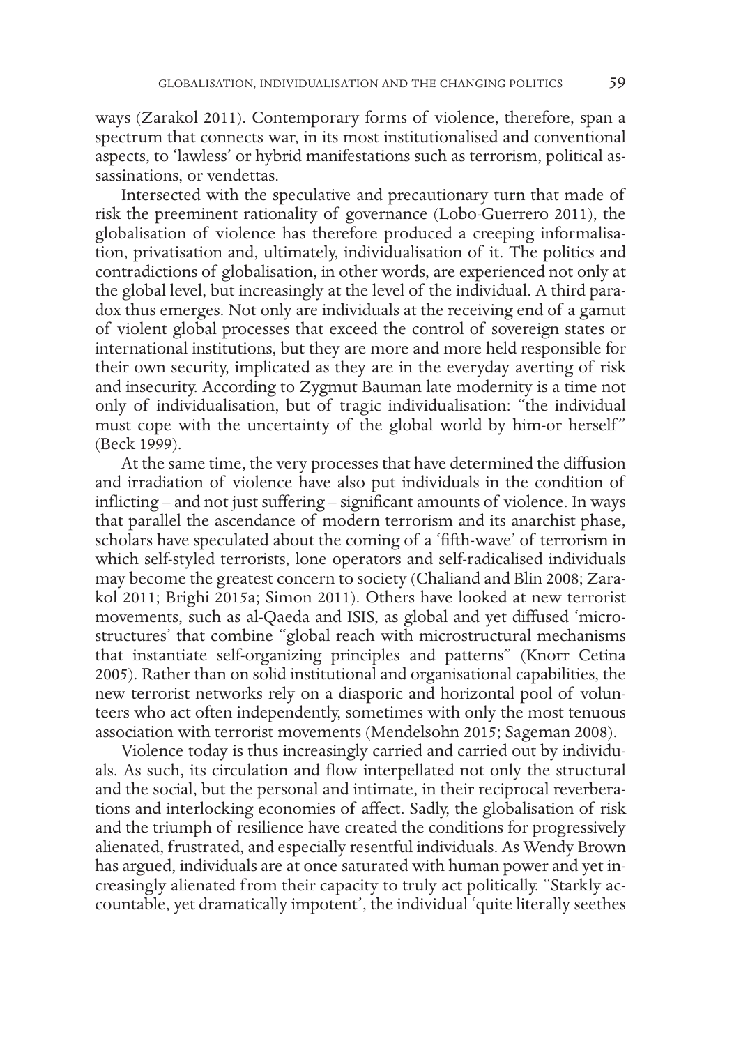ways (Zarakol 2011). Contemporary forms of violence, therefore, span a spectrum that connects war, in its most institutionalised and conventional aspects, to 'lawless' or hybrid manifestations such as terrorism, political assassinations, or vendettas.

Intersected with the speculative and precautionary turn that made of risk the preeminent rationality of governance (Lobo-Guerrero 2011), the globalisation of violence has therefore produced a creeping informalisation, privatisation and, ultimately, individualisation of it. The politics and contradictions of globalisation, in other words, are experienced not only at the global level, but increasingly at the level of the individual. A third paradox thus emerges. Not only are individuals at the receiving end of a gamut of violent global processes that exceed the control of sovereign states or international institutions, but they are more and more held responsible for their own security, implicated as they are in the everyday averting of risk and insecurity. According to Zygmut Bauman late modernity is a time not only of individualisation, but of tragic individualisation: "the individual must cope with the uncertainty of the global world by him-or herself" (Beck 1999).

At the same time, the very processes that have determined the diffusion and irradiation of violence have also put individuals in the condition of inflicting – and not just suffering – significant amounts of violence. In ways that parallel the ascendance of modern terrorism and its anarchist phase, scholars have speculated about the coming of a 'fifth-wave' of terrorism in which self-styled terrorists, lone operators and self-radicalised individuals may become the greatest concern to society (Chaliand and Blin 2008; Zarakol 2011; Brighi 2015a; Simon 2011). Others have looked at new terrorist movements, such as al-Qaeda and ISIS, as global and yet diffused 'microstructures' that combine "global reach with microstructural mechanisms that instantiate self-organizing principles and patterns" (Knorr Cetina 2005). Rather than on solid institutional and organisational capabilities, the new terrorist networks rely on a diasporic and horizontal pool of volunteers who act often independently, sometimes with only the most tenuous association with terrorist movements (Mendelsohn 2015; Sageman 2008).

Violence today is thus increasingly carried and carried out by individuals. As such, its circulation and flow interpellated not only the structural and the social, but the personal and intimate, in their reciprocal reverberations and interlocking economies of affect. Sadly, the globalisation of risk and the triumph of resilience have created the conditions for progressively alienated, frustrated, and especially resentful individuals. As Wendy Brown has argued, individuals are at once saturated with human power and yet increasingly alienated from their capacity to truly act politically. "Starkly accountable, yet dramatically impotent', the individual 'quite literally seethes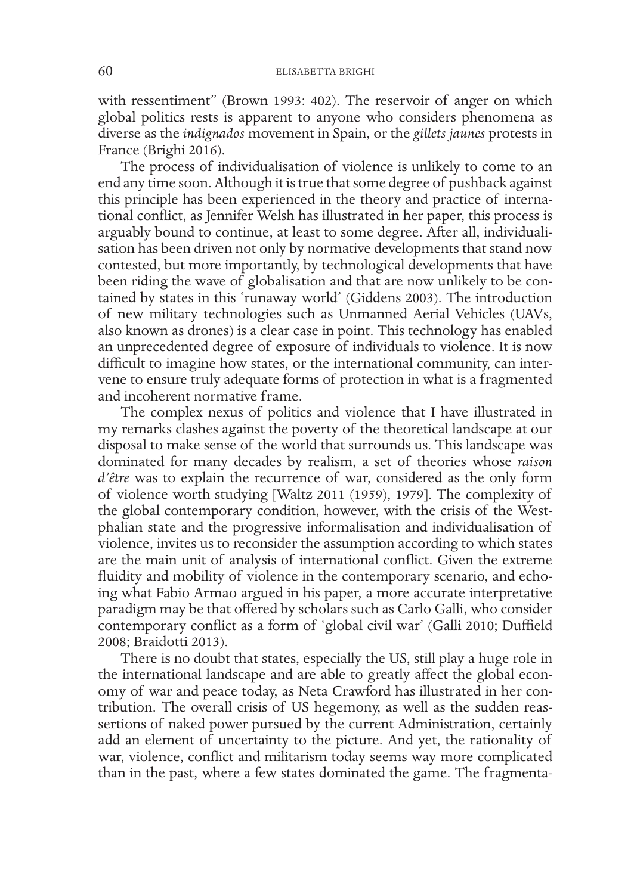with ressentiment" (Brown 1993: 402). The reservoir of anger on which global politics rests is apparent to anyone who considers phenomena as diverse as the *indignados* movement in Spain, or the *gillets jaunes* protests in France (Brighi 2016).

The process of individualisation of violence is unlikely to come to an end any time soon. Although it is true that some degree of pushback against this principle has been experienced in the theory and practice of international conflict, as Jennifer Welsh has illustrated in her paper, this process is arguably bound to continue, at least to some degree. After all, individualisation has been driven not only by normative developments that stand now contested, but more importantly, by technological developments that have been riding the wave of globalisation and that are now unlikely to be contained by states in this 'runaway world' (Giddens 2003). The introduction of new military technologies such as Unmanned Aerial Vehicles (UAVs, also known as drones) is a clear case in point. This technology has enabled an unprecedented degree of exposure of individuals to violence. It is now difficult to imagine how states, or the international community, can intervene to ensure truly adequate forms of protection in what is a fragmented and incoherent normative frame.

The complex nexus of politics and violence that I have illustrated in my remarks clashes against the poverty of the theoretical landscape at our disposal to make sense of the world that surrounds us. This landscape was dominated for many decades by realism, a set of theories whose *raison d'être* was to explain the recurrence of war, considered as the only form of violence worth studying [Waltz 2011 (1959), 1979]. The complexity of the global contemporary condition, however, with the crisis of the Westphalian state and the progressive informalisation and individualisation of violence, invites us to reconsider the assumption according to which states are the main unit of analysis of international conflict. Given the extreme fluidity and mobility of violence in the contemporary scenario, and echoing what Fabio Armao argued in his paper, a more accurate interpretative paradigm may be that offered by scholars such as Carlo Galli, who consider contemporary conflict as a form of 'global civil war' (Galli 2010; Duffield 2008; Braidotti 2013).

There is no doubt that states, especially the US, still play a huge role in the international landscape and are able to greatly affect the global economy of war and peace today, as Neta Crawford has illustrated in her contribution. The overall crisis of US hegemony, as well as the sudden reassertions of naked power pursued by the current Administration, certainly add an element of uncertainty to the picture. And yet, the rationality of war, violence, conflict and militarism today seems way more complicated than in the past, where a few states dominated the game. The fragmenta-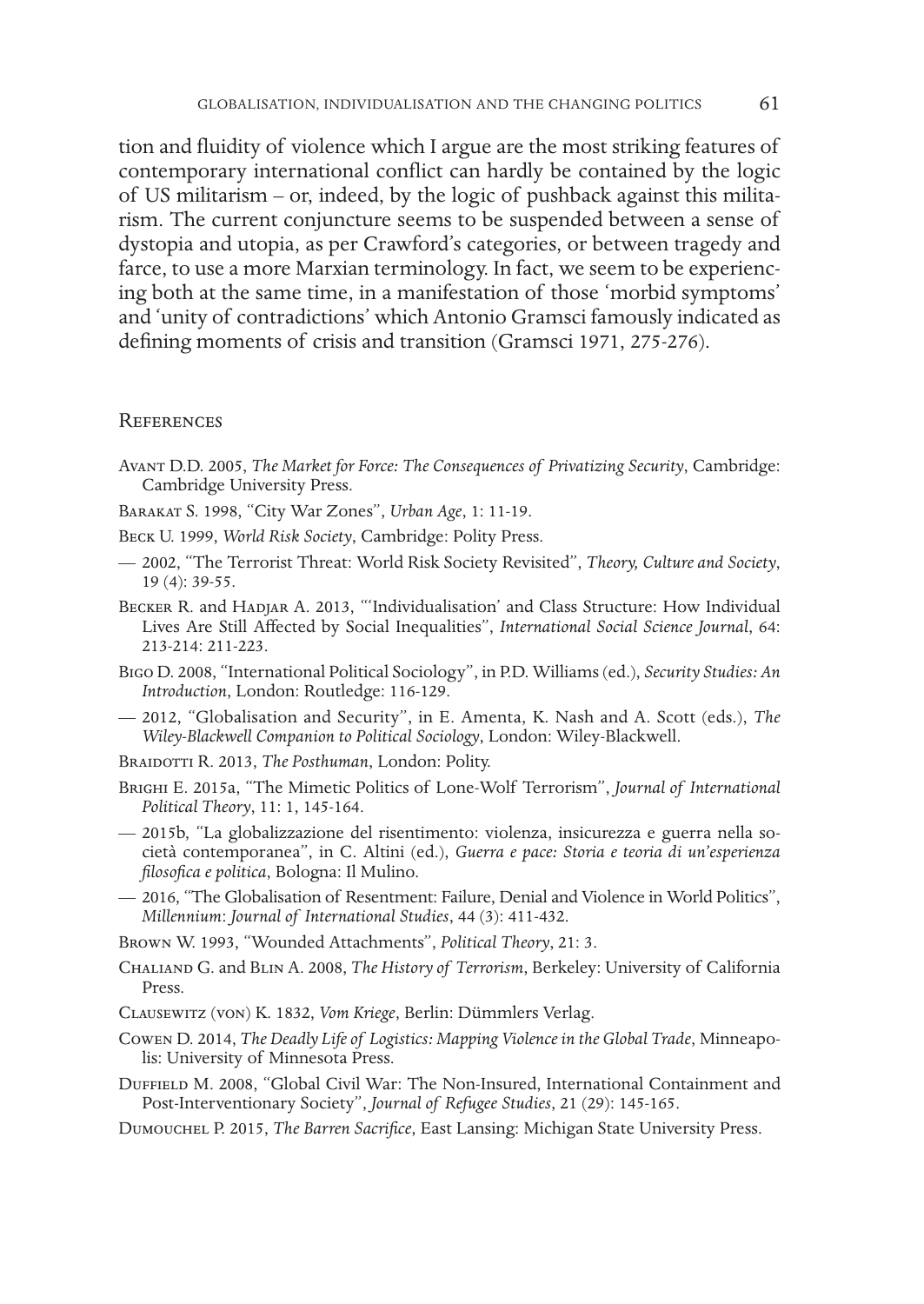tion and fluidity of violence which I argue are the most striking features of contemporary international conflict can hardly be contained by the logic of US militarism – or, indeed, by the logic of pushback against this militarism. The current conjuncture seems to be suspended between a sense of dystopia and utopia, as per Crawford's categories, or between tragedy and farce, to use a more Marxian terminology. In fact, we seem to be experiencing both at the same time, in a manifestation of those 'morbid symptoms' and 'unity of contradictions' which Antonio Gramsci famously indicated as defining moments of crisis and transition (Gramsci 1971, 275-276).

## References

Avant D.D. 2005, *The Market for Force: The Consequences of Privatizing Security*, Cambridge: Cambridge University Press.

Barakat S. 1998, "City War Zones", *Urban Age*, 1: 11-19.

Beck U. 1999, *World Risk Society*, Cambridge: Polity Press.

— 2002, "The Terrorist Threat: World Risk Society Revisited", *Theory, Culture and Society*, 19 (4): 39-55.

Becker R. and Hadjar A. 2013, "'Individualisation' and Class Structure: How Individual Lives Are Still Affected by Social Inequalities", *International Social Science Journal*, 64: 213-214: 211-223.

Bigo D. 2008, "International Political Sociology", in P.D. Williams (ed.), *Security Studies: An Introduction*, London: Routledge: 116-129.

— 2012, "Globalisation and Security", in E. Amenta, K. Nash and A. Scott (eds.), *The Wiley-Blackwell Companion to Political Sociology*, London: Wiley-Blackwell.

Braidotti R. 2013, *The Posthuman*, London: Polity.

Brighi E. 2015a, "The Mimetic Politics of Lone-Wolf Terrorism", *Journal of International Political Theory*, 11: 1, 145-164.

— 2015b, "La globalizzazione del risentimento: violenza, insicurezza e guerra nella società contemporanea", in C. Altini (ed.), *Guerra e pace: Storia e teoria di un'esperienza filosofica e politica*, Bologna: Il Mulino.

— 2016, "The Globalisation of Resentment: Failure, Denial and Violence in World Politics", *Millennium: Journal of International Studies*, 44 (3): 411-432.

Brown W. 1993, "Wounded Attachments", *Political Theory*, 21: 3.

Chaliand G. and Blin A. 2008, *The History of Terrorism*, Berkeley: University of California Press.

Clausewitz (von) K. 1832, *Vom Kriege*, Berlin: Dümmlers Verlag.

Cowen D. 2014, *The Deadly Life of Logistics: Mapping Violence in the Global Trade*, Minneapolis: University of Minnesota Press.

Duffield M. 2008, "Global Civil War: The Non-Insured, International Containment and Post-Interventionary Society", *Journal of Refugee Studies*, 21 (29): 145-165.

Dumouchel P. 2015, *The Barren Sacrifice*, East Lansing: Michigan State University Press.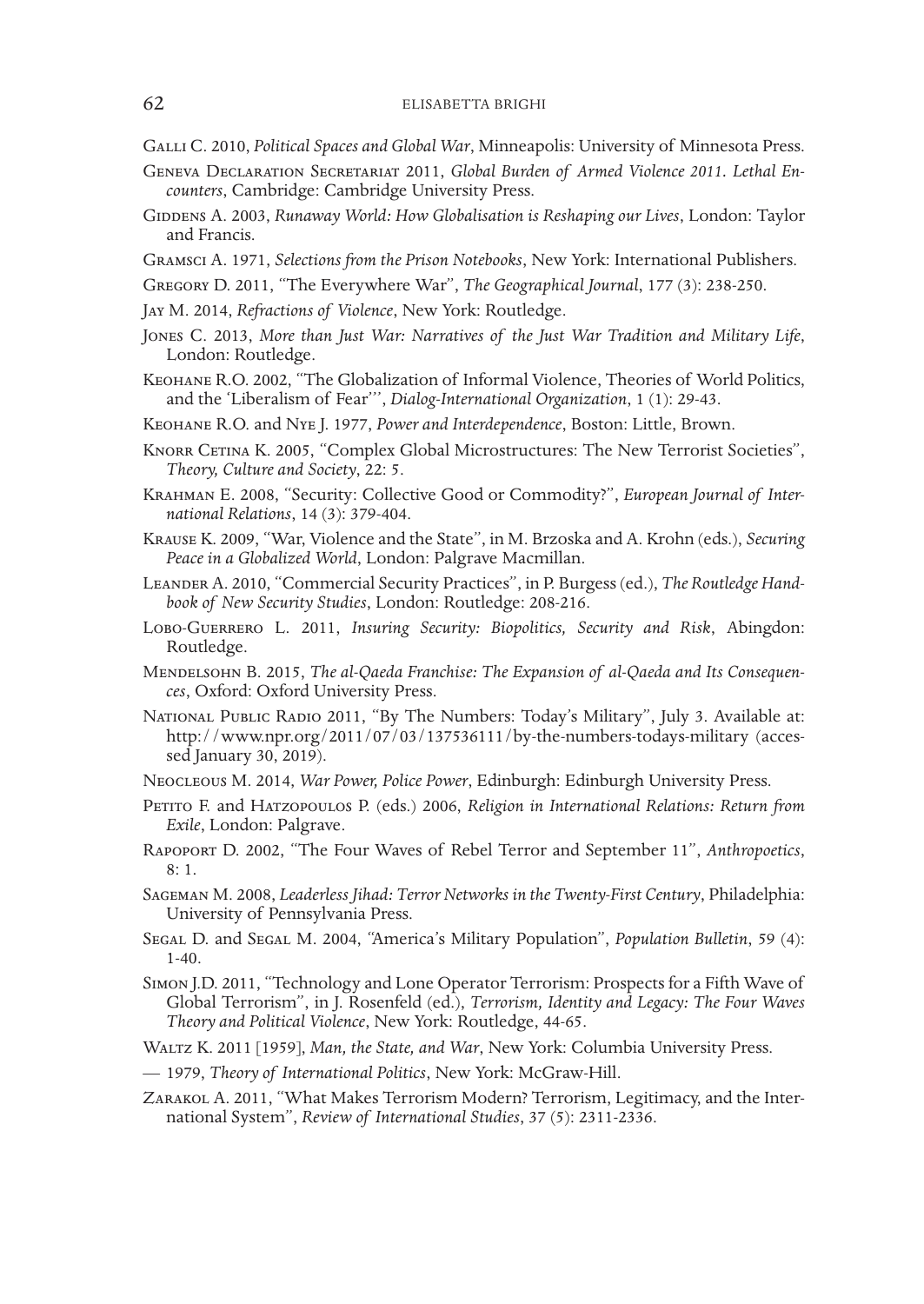Galli C. 2010, *Political Spaces and Global War*, Minneapolis: University of Minnesota Press.

Geneva Declaration Secretariat 2011, *Global Burden of Armed Violence 2011. Lethal Encounters*, Cambridge: Cambridge University Press.

Giddens A. 2003, *Runaway World: How Globalisation is Reshaping our Lives*, London: Taylor and Francis.

Gramsci A. 1971, *Selections from the Prison Notebooks*, New York: International Publishers.

Gregory D. 2011, "The Everywhere War", *The Geographical Journal*, 177 (3): 238-250.

Jay M. 2014, *Refractions of Violence*, New York: Routledge.

Jones C. 2013, *More than Just War: Narratives of the Just War Tradition and Military Life*, London: Routledge.

Keohane R.O. 2002, "The Globalization of Informal Violence, Theories of World Politics, and the 'Liberalism of Fear'", *Dialog-International Organization*, 1 (1): 29-43.

Keohane R.O. and Nye J. 1977, *Power and Interdependence*, Boston: Little, Brown.

Knorr Cetina K. 2005, "Complex Global Microstructures: The New Terrorist Societies", *Theory, Culture and Society*, 22: 5.

Krahman E. 2008, "Security: Collective Good or Commodity?", *European Journal of International Relations*, 14 (3): 379-404.

Krause K. 2009, "War, Violence and the State", in M. Brzoska and A. Krohn (eds.), *Securing Peace in a Globalized World*, London: Palgrave Macmillan.

Leander A. 2010, "Commercial Security Practices", in P. Burgess (ed.), *The Routledge Handbook of New Security Studies*, London: Routledge: 208-216.

Lobo-Guerrero L. 2011, *Insuring Security: Biopolitics, Security and Risk*, Abingdon: Routledge.

Mendelsohn B. 2015, *The al-Qaeda Franchise: The Expansion of al-Qaeda and Its Consequences*, Oxford: Oxford University Press.

National Public Radio 2011, "By The Numbers: Today's Military", July 3. Available at: http://www.npr.org/2011/07/03/137536111/by-the-numbers-todays-military (accessed January 30, 2019).

Neocleous M. 2014, *War Power, Police Power*, Edinburgh: Edinburgh University Press.

Petito F. and Hatzopoulos P. (eds.) 2006, *Religion in International Relations: Return from Exile*, London: Palgrave.

Rapoport D. 2002, "The Four Waves of Rebel Terror and September 11", *Anthropoetics*, 8: 1.

Sageman M. 2008, *Leaderless Jihad: Terror Networks in the Twenty-First Century*, Philadelphia: University of Pennsylvania Press.

Segal D. and Segal M. 2004, "America's Military Population", *Population Bulletin*, 59 (4): 1-40.

Simon J.D. 2011, "Technology and Lone Operator Terrorism: Prospects for a Fifth Wave of Global Terrorism", in J. Rosenfeld (ed.), *Terrorism, Identity and Legacy: The Four Waves Theory and Political Violence*, New York: Routledge, 44-65.

Waltz K. 2011 [1959], *Man, the State, and War*, New York: Columbia University Press.

— 1979, *Theory of International Politics*, New York: McGraw-Hill.

Zarakol A. 2011, "What Makes Terrorism Modern? Terrorism, Legitimacy, and the International System", *Review of International Studies*, 37 (5): 2311-2336.